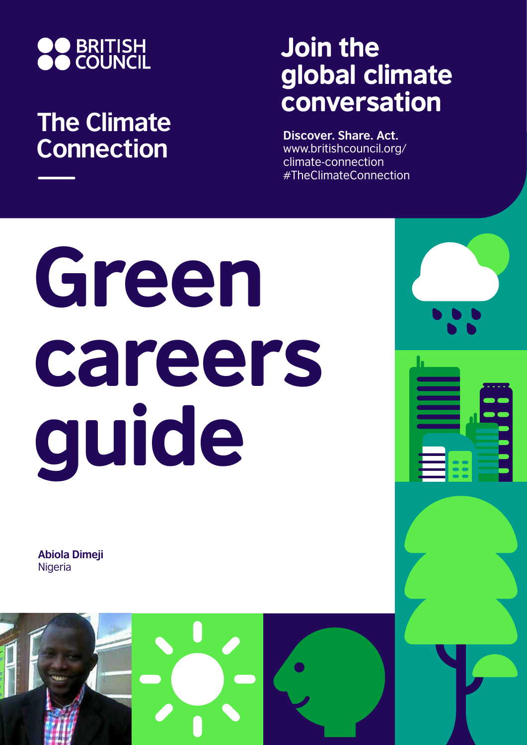BRITISH COUNCIL

## The Climate Connection

## Join the global climate conversation

**Discover. Share. Act.**
www.britishcouncil.org/climate-connection
#TheClimateConnection

# Green careers guide

**Abiola Dimeji**
Nigeria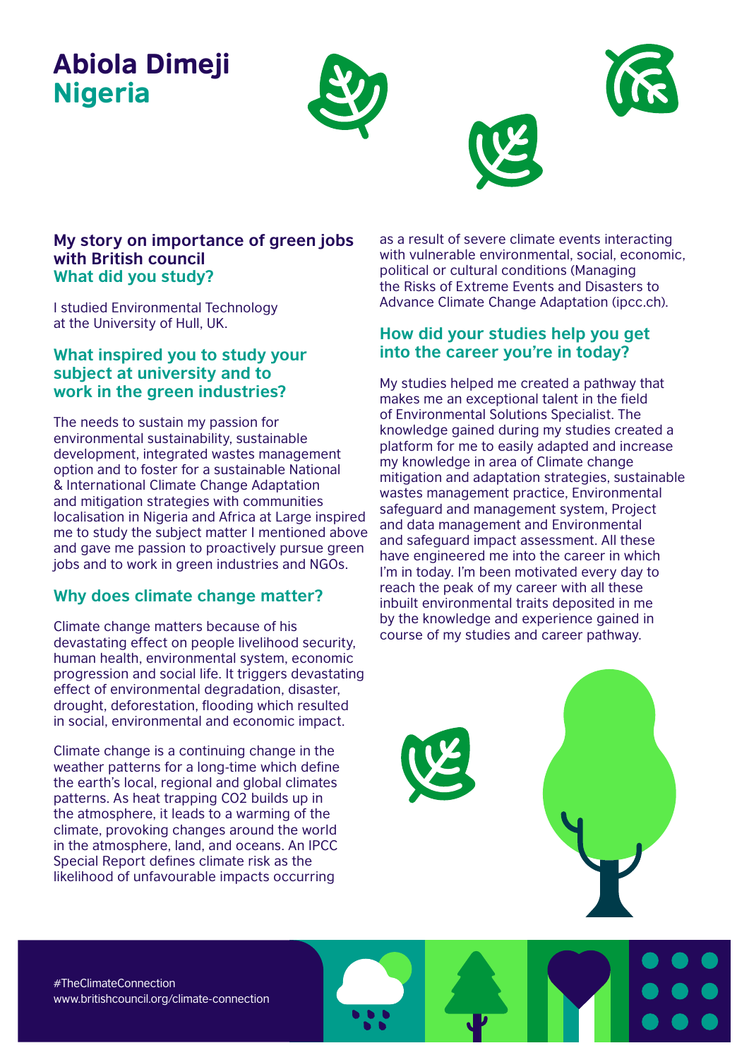# Abiola Dimeji
## Nigeria

### My story on importance of green jobs with British council

### What did you study?

I studied Environmental Technology at the University of Hull, UK.

### What inspired you to study your subject at university and to work in the green industries?

The needs to sustain my passion for environmental sustainability, sustainable development, integrated wastes management option and to foster for a sustainable National & International Climate Change Adaptation and mitigation strategies with communities localisation in Nigeria and Africa at Large inspired me to study the subject matter I mentioned above and gave me passion to proactively pursue green jobs and to work in green industries and NGOs.

### Why does climate change matter?

Climate change matters because of his devastating effect on people livelihood security, human health, environmental system, economic progression and social life. It triggers devastating effect of environmental degradation, disaster, drought, deforestation, flooding which resulted in social, environmental and economic impact.

Climate change is a continuing change in the weather patterns for a long-time which define the earth's local, regional and global climates patterns. As heat trapping $CO_2$ builds up in the atmosphere, it leads to a warming of the climate, provoking changes around the world in the atmosphere, land, and oceans. An IPCC Special Report defines climate risk as the likelihood of unfavourable impacts occurring as a result of severe climate events interacting with vulnerable environmental, social, economic, political or cultural conditions (Managing the Risks of Extreme Events and Disasters to Advance Climate Change Adaptation (ipcc.ch).

### How did your studies help you get into the career you're in today?

My studies helped me created a pathway that makes me an exceptional talent in the field of Environmental Solutions Specialist. The knowledge gained during my studies created a platform for me to easily adapted and increase my knowledge in area of Climate change mitigation and adaptation strategies, sustainable wastes management practice, Environmental safeguard and management system, Project and data management and Environmental and safeguard impact assessment. All these have engineered me into the career in which I'm in today. I'm been motivated every day to reach the peak of my career with all these inbuilt environmental traits deposited in me by the knowledge and experience gained in course of my studies and career pathway.

#TheClimateConnection
www.britishcouncil.org/climate-connection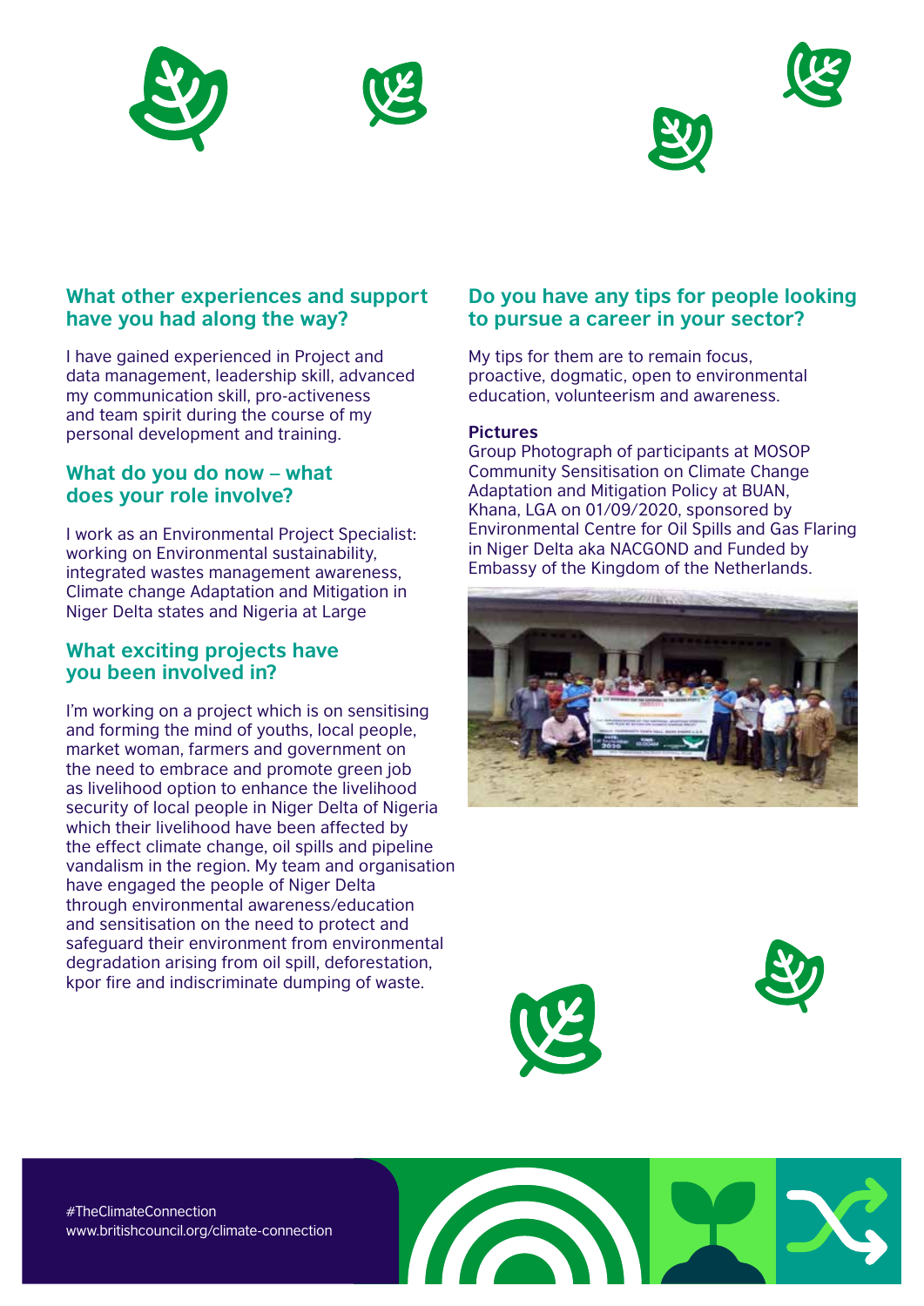## What other experiences and support have you had along the way?

I have gained experienced in Project and data management, leadership skill, advanced my communication skill, pro-activeness and team spirit during the course of my personal development and training.

## What do you do now – what does your role involve?

I work as an Environmental Project Specialist: working on Environmental sustainability, integrated wastes management awareness, Climate change Adaptation and Mitigation in Niger Delta states and Nigeria at Large

## What exciting projects have you been involved in?

I'm working on a project which is on sensitising and forming the mind of youths, local people, market woman, farmers and government on the need to embrace and promote green job as livelihood option to enhance the livelihood security of local people in Niger Delta of Nigeria which their livelihood have been affected by the effect climate change, oil spills and pipeline vandalism in the region. My team and organisation have engaged the people of Niger Delta through environmental awareness/education and sensitisation on the need to protect and safeguard their environment from environmental degradation arising from oil spill, deforestation, kpor fire and indiscriminate dumping of waste.

## Do you have any tips for people looking to pursue a career in your sector?

My tips for them are to remain focus, proactive, dogmatic, open to environmental education, volunteerism and awareness.

**Pictures**

Group Photograph of participants at MOSOP Community Sensitisation on Climate Change Adaptation and Mitigation Policy at BUAN, Khana, LGA on 01/09/2020, sponsored by Environmental Centre for Oil Spills and Gas Flaring in Niger Delta aka NACGOND and Funded by Embassy of the Kingdom of the Netherlands.

#TheClimateConnection
www.britishcouncil.org/climate-connection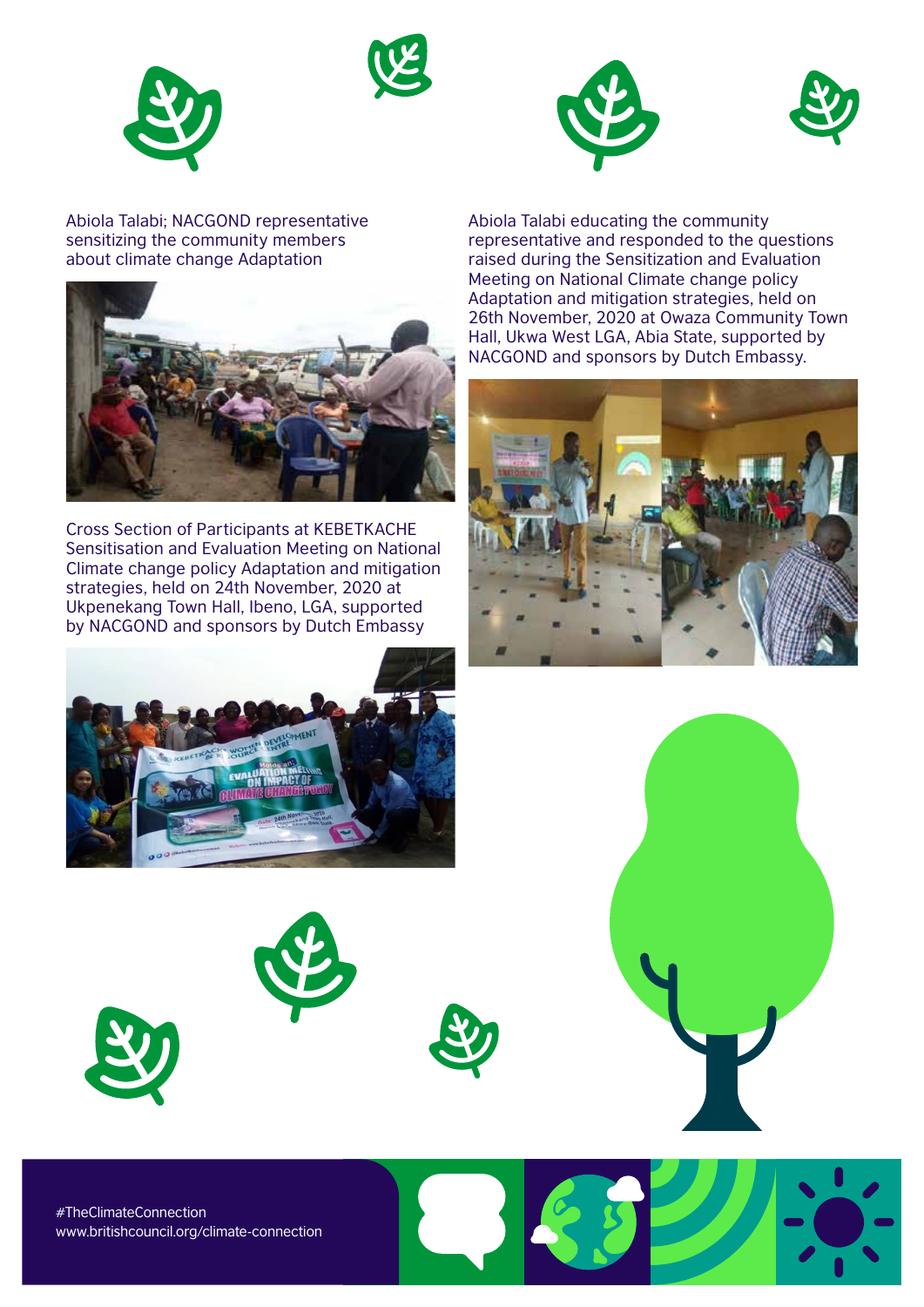Abiola Talabi; NACGOND representative sensitizing the community members about climate change Adaptation

Cross Section of Participants at KEBETKACHE Sensitisation and Evaluation Meeting on National Climate change policy Adaptation and mitigation strategies, held on 24th November, 2020 at Ukpenekang Town Hall, Ibeno, LGA, supported by NACGOND and sponsors by Dutch Embassy

Abiola Talabi educating the community representative and responded to the questions raised during the Sensitization and Evaluation Meeting on National Climate change policy Adaptation and mitigation strategies, held on 26th November, 2020 at Owaza Community Town Hall, Ukwa West LGA, Abia State, supported by NACGOND and sponsors by Dutch Embassy.

#TheClimateConnection
www.britishcouncil.org/climate-connection